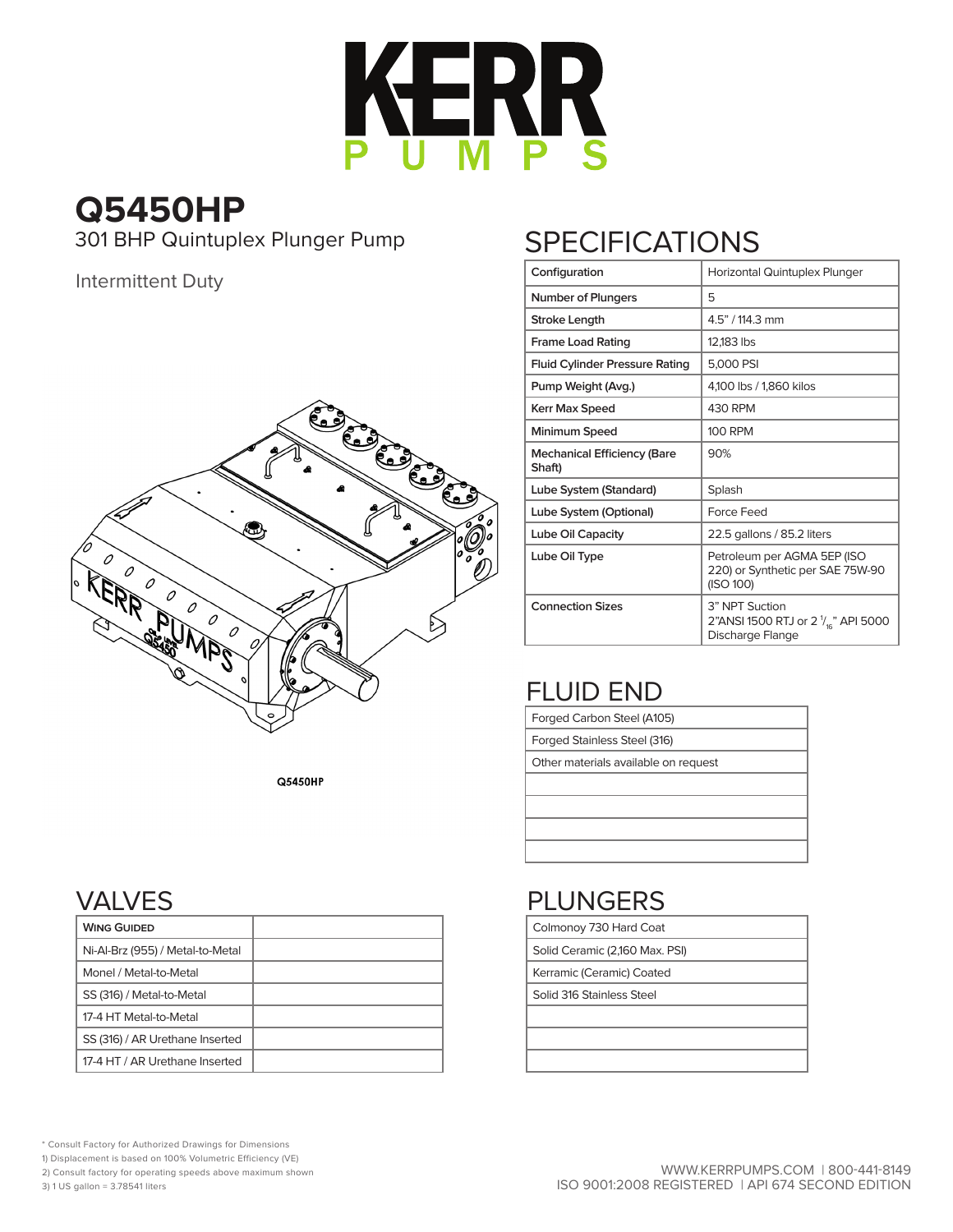# KERR PUMPS

## Q5450HP

301 BHP Quintuplex Plunger Pump

Intermittent Duty

Q5450HP

## SPECIFICATIONS

| | |
|---|---|
| Configuration | Horizontal Quintuplex Plunger |
| Number of Plungers | 5 |
| Stroke Length | 4.5" / 114.3 mm |
| Frame Load Rating | 12,183 lbs |
| Fluid Cylinder Pressure Rating | 5,000 PSI |
| Pump Weight (Avg.) | 4,100 lbs / 1,860 kilos |
| Kerr Max Speed | 430 RPM |
| Minimum Speed | 100 RPM |
| Mechanical Efficiency (Bare Shaft) | 90% |
| Lube System (Standard) | Splash |
| Lube System (Optional) | Force Feed |
| Lube Oil Capacity | 22.5 gallons / 85.2 liters |
| Lube Oil Type | Petroleum per AGMA 5EP (ISO 220) or Synthetic per SAE 75W-90 (ISO 100) |
| Connection Sizes | 3" NPT Suction<br>2"ANSI 1500 RTJ or 2 $^{1}/_{16}$" API 5000 Discharge Flange |

## FLUID END

| |
|---|
| Forged Carbon Steel (A105) |
| Forged Stainless Steel (316) |
| Other materials available on request |
| |
| |
| |
| |

## VALVES

| | |
|---|---|
| **Wing Guided** | |
| Ni-Al-Brz (955) / Metal-to-Metal | |
| Monel / Metal-to-Metal | |
| SS (316) / Metal-to-Metal | |
| 17-4 HT Metal-to-Metal | |
| SS (316) / AR Urethane Inserted | |
| 17-4 HT / AR Urethane Inserted | |

## PLUNGERS

| |
|---|
| Colmonoy 730 Hard Coat |
| Solid Ceramic (2,160 Max. PSI) |
| Kerramic (Ceramic) Coated |
| Solid 316 Stainless Steel |
| |
| |
| |

\* Consult Factory for Authorized Drawings for Dimensions
1) Displacement is based on 100% Volumetric Efficiency (VE)
2) Consult factory for operating speeds above maximum shown
3) 1 US gallon = 3.78541 liters

WWW.KERRPUMPS.COM | 800-441-8149
ISO 9001:2008 REGISTERED | API 674 SECOND EDITION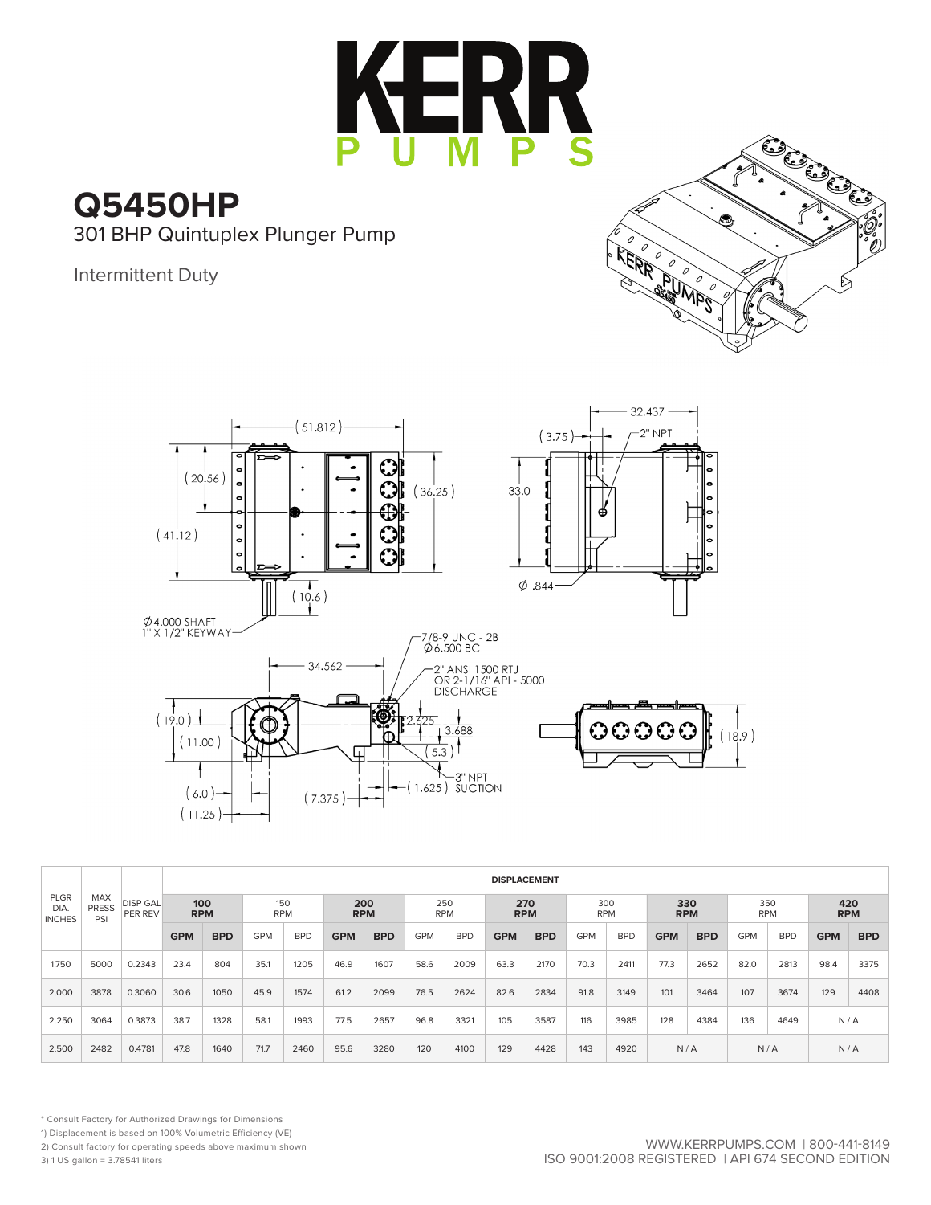# KERR PUMPS

## Q5450HP

301 BHP Quintuplex Plunger Pump

Intermittent Duty

(51.812)
(20.56)
(41.12)
(36.25)
(10.6)
Ø4.000 SHAFT
1" X 1/2" KEYWAY
32.437
(3.75)
2" NPT
33.0
Ø .844
7/8-9 UNC - 2B
Ø6.500 BC
34.562
2" ANSI 1500 RTJ
OR 2-1/16" API - 5000
DISCHARGE
(19.0)
(11.00)
2.625
3.688
(5.3)
3" NPT
SUCTION
(1.625)
(6.0)
(11.25)
(7.375)
(18.9)

| PLGR DIA. INCHES | MAX PRESS PSI | DISP GAL PER REV | DISPLACEMENT | | | | | | | | | | | | | | | | | |
|---|---|---|---|---|---|---|---|---|---|---|---|---|---|---|---|---|---|---|---|---|
| | | | **100 RPM** | | 150 RPM | | **200 RPM** | | 250 RPM | | **270 RPM** | | 300 RPM | | **330 RPM** | | 350 RPM | | **420 RPM** | |
| | | | **GPM** | **BPD** | GPM | BPD | **GPM** | **BPD** | GPM | BPD | **GPM** | **BPD** | GPM | BPD | **GPM** | **BPD** | GPM | BPD | **GPM** | **BPD** |
| 1.750 | 5000 | 0.2343 | 23.4 | 804 | 35.1 | 1205 | 46.9 | 1607 | 58.6 | 2009 | 63.3 | 2170 | 70.3 | 2411 | 77.3 | 2652 | 82.0 | 2813 | 98.4 | 3375 |
| 2.000 | 3878 | 0.3060 | 30.6 | 1050 | 45.9 | 1574 | 61.2 | 2099 | 76.5 | 2624 | 82.6 | 2834 | 91.8 | 3149 | 101 | 3464 | 107 | 3674 | 129 | 4408 |
| 2.250 | 3064 | 0.3873 | 38.7 | 1328 | 58.1 | 1993 | 77.5 | 2657 | 96.8 | 3321 | 105 | 3587 | 116 | 3985 | 128 | 4384 | 136 | 4649 | N/A | |
| 2.500 | 2482 | 0.4781 | 47.8 | 1640 | 71.7 | 2460 | 95.6 | 3280 | 120 | 4100 | 129 | 4428 | 143 | 4920 | N/A | | N/A | | N/A | |

\* Consult Factory for Authorized Drawings for Dimensions

1) Displacement is based on 100% Volumetric Efficiency (VE)

2) Consult factory for operating speeds above maximum shown

3) 1 US gallon = 3.78541 liters

WWW.KERRPUMPS.COM | 800-441-8149

ISO 9001:2008 REGISTERED | API 674 SECOND EDITION